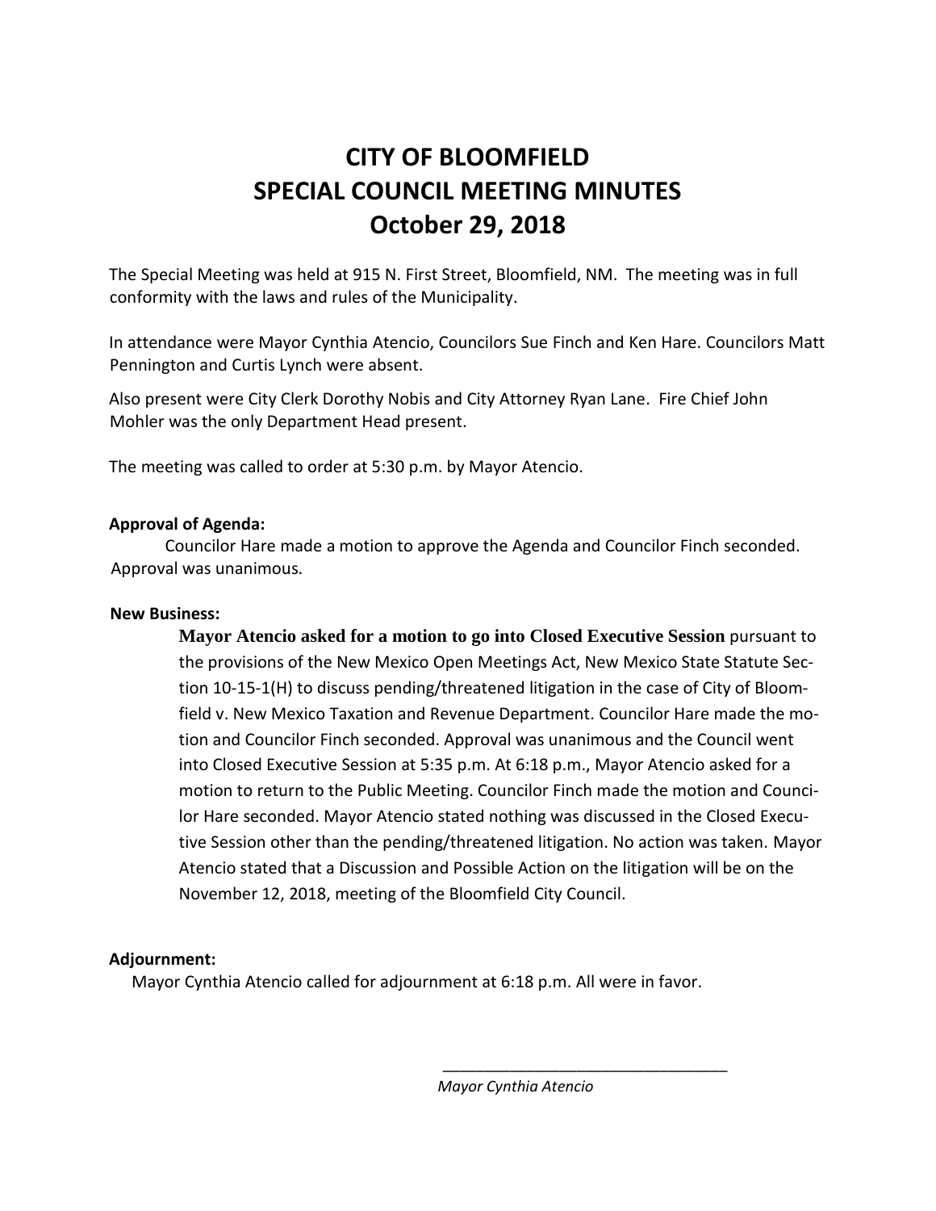# CITY OF BLOOMFIELD
# SPECIAL COUNCIL MEETING MINUTES
# October 29, 2018

The Special Meeting was held at 915 N. First Street, Bloomfield, NM. The meeting was in full conformity with the laws and rules of the Municipality.

In attendance were Mayor Cynthia Atencio, Councilors Sue Finch and Ken Hare. Councilors Matt Pennington and Curtis Lynch were absent.

Also present were City Clerk Dorothy Nobis and City Attorney Ryan Lane. Fire Chief John Mohler was the only Department Head present.

The meeting was called to order at 5:30 p.m. by Mayor Atencio.

**Approval of Agenda:**

Councilor Hare made a motion to approve the Agenda and Councilor Finch seconded. Approval was unanimous.

**New Business:**

**Mayor Atencio asked for a motion to go into Closed Executive Session** pursuant to the provisions of the New Mexico Open Meetings Act, New Mexico State Statute Section 10-15-1(H) to discuss pending/threatened litigation in the case of City of Bloomfield v. New Mexico Taxation and Revenue Department. Councilor Hare made the motion and Councilor Finch seconded. Approval was unanimous and the Council went into Closed Executive Session at 5:35 p.m. At 6:18 p.m., Mayor Atencio asked for a motion to return to the Public Meeting. Councilor Finch made the motion and Councilor Hare seconded. Mayor Atencio stated nothing was discussed in the Closed Executive Session other than the pending/threatened litigation. No action was taken. Mayor Atencio stated that a Discussion and Possible Action on the litigation will be on the November 12, 2018, meeting of the Bloomfield City Council.

**Adjournment:**

Mayor Cynthia Atencio called for adjournment at 6:18 p.m. All were in favor.

\_\_\_\_\_\_\_\_\_\_\_\_\_\_\_\_\_\_\_\_\_\_\_\_\_\_\_\_\_\_\_\_\_\_

*Mayor Cynthia Atencio*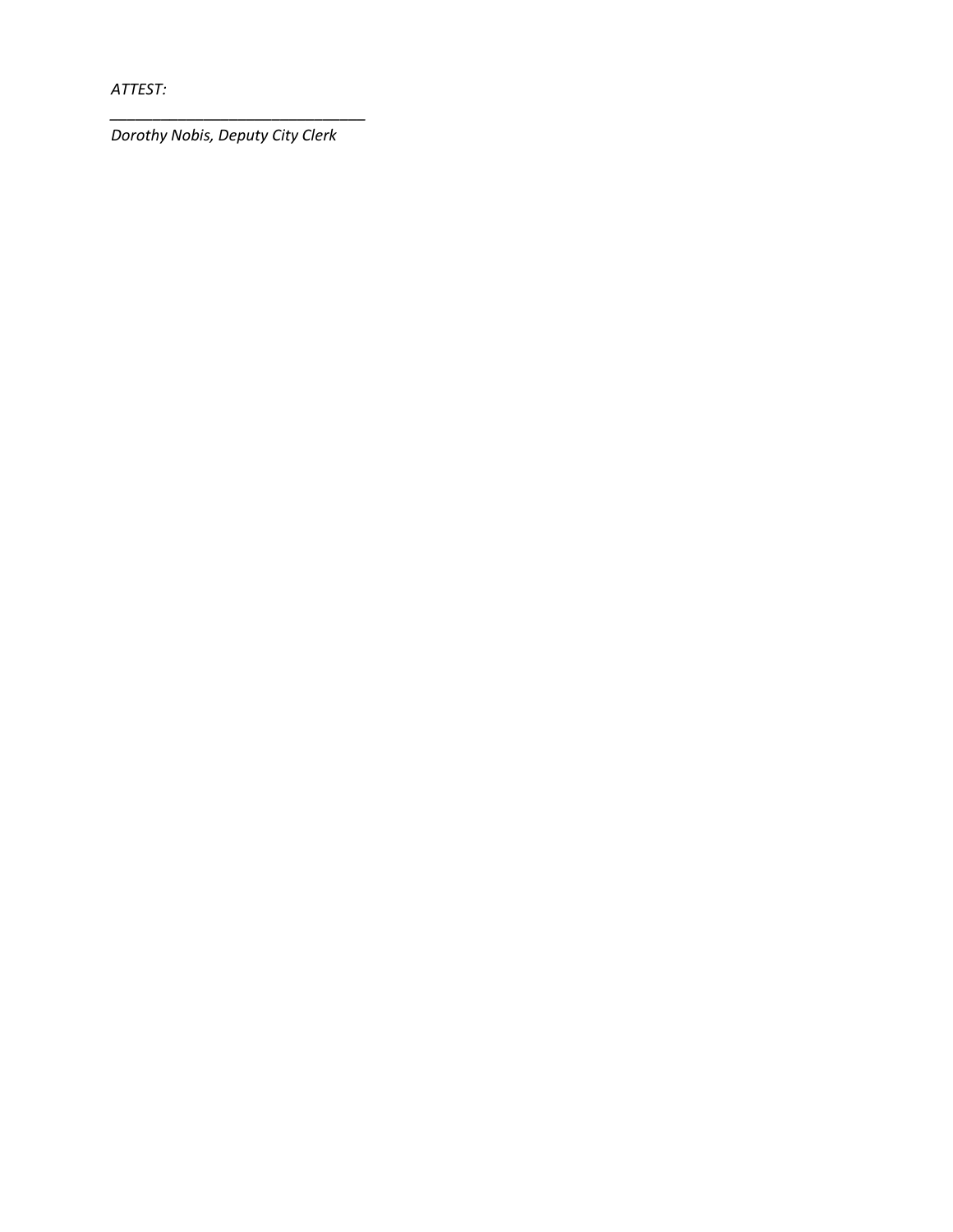*ATTEST:*

______________________________

*Dorothy Nobis, Deputy City Clerk*